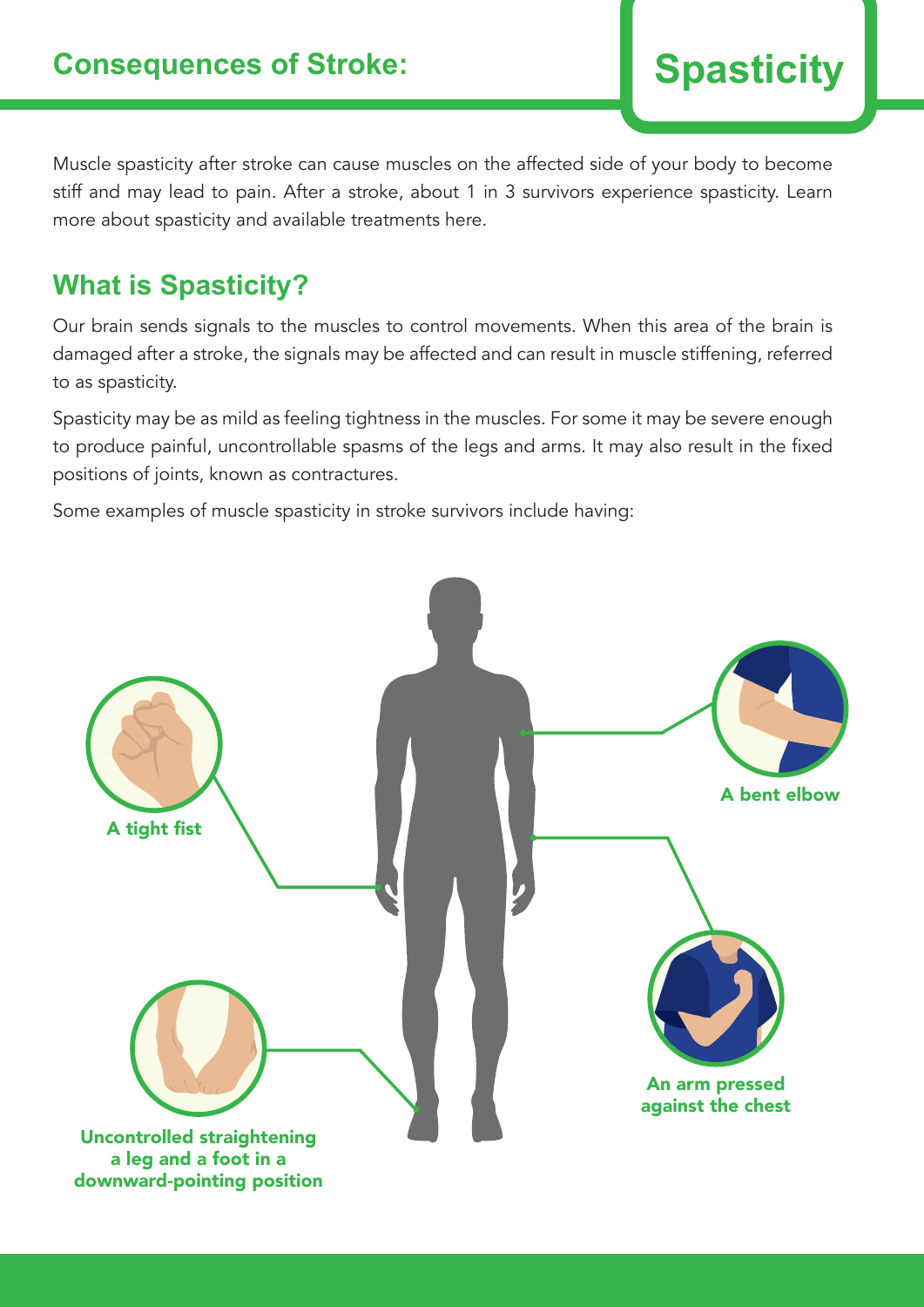# Consequences of Stroke: Spasticity

Muscle spasticity after stroke can cause muscles on the affected side of your body to become stiff and may lead to pain. After a stroke, about 1 in 3 survivors experience spasticity. Learn more about spasticity and available treatments here.

## What is Spasticity?

Our brain sends signals to the muscles to control movements. When this area of the brain is damaged after a stroke, the signals may be affected and can result in muscle stiffening, referred to as spasticity.

Spasticity may be as mild as feeling tightness in the muscles. For some it may be severe enough to produce painful, uncontrollable spasms of the legs and arms. It may also result in the fixed positions of joints, known as contractures.

Some examples of muscle spasticity in stroke survivors include having:

- A tight fist
- A bent elbow
- An arm pressed against the chest
- Uncontrolled straightening a leg and a foot in a downward-pointing position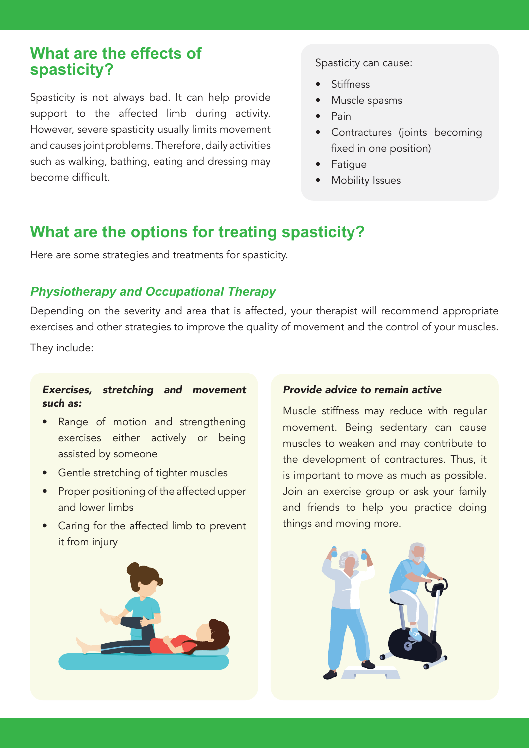## What are the effects of spasticity?

Spasticity is not always bad. It can help provide support to the affected limb during activity. However, severe spasticity usually limits movement and causes joint problems. Therefore, daily activities such as walking, bathing, eating and dressing may become difficult.

Spasticity can cause:

- Stiffness
- Muscle spasms
- Pain
- Contractures (joints becoming fixed in one position)
- Fatigue
- Mobility Issues

## What are the options for treating spasticity?

Here are some strategies and treatments for spasticity.

### *Physiotherapy and Occupational Therapy*

Depending on the severity and area that is affected, your therapist will recommend appropriate exercises and other strategies to improve the quality of movement and the control of your muscles.

They include:

***Exercises, stretching and movement such as:***

- Range of motion and strengthening exercises either actively or being assisted by someone
- Gentle stretching of tighter muscles
- Proper positioning of the affected upper and lower limbs
- Caring for the affected limb to prevent it from injury

***Provide advice to remain active***

Muscle stiffness may reduce with regular movement. Being sedentary can cause muscles to weaken and may contribute to the development of contractures. Thus, it is important to move as much as possible. Join an exercise group or ask your family and friends to help you practice doing things and moving more.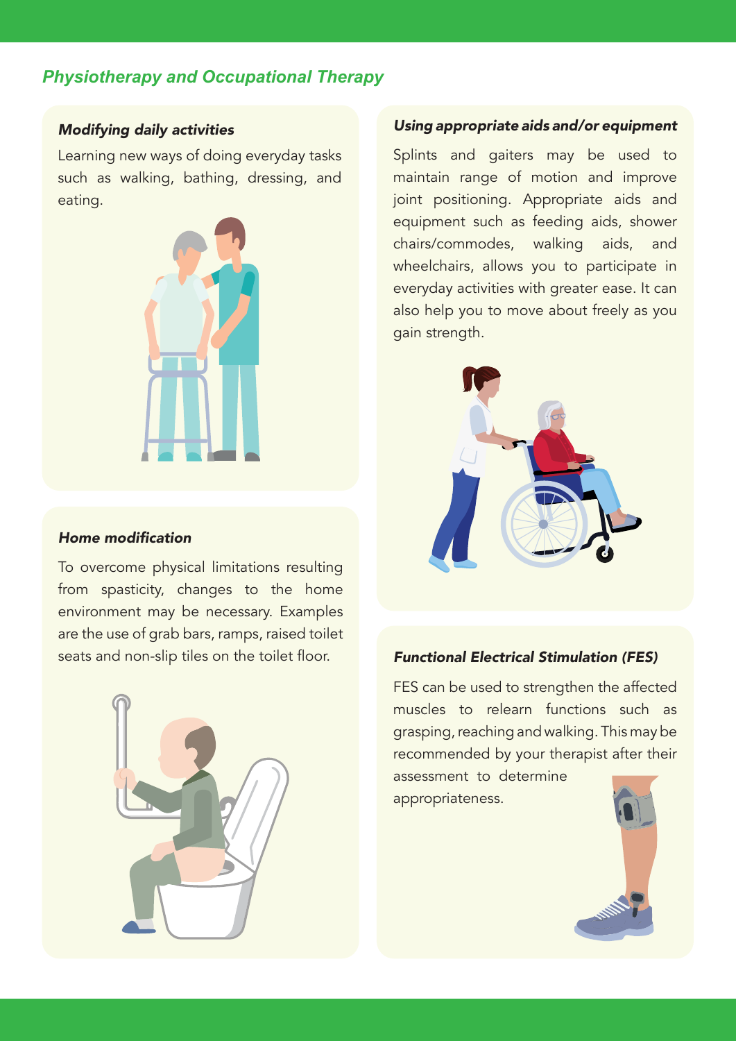## Physiotherapy and Occupational Therapy

### *Modifying daily activities*

Learning new ways of doing everyday tasks such as walking, bathing, dressing, and eating.

### *Home modification*

To overcome physical limitations resulting from spasticity, changes to the home environment may be necessary. Examples are the use of grab bars, ramps, raised toilet seats and non-slip tiles on the toilet floor.

### *Using appropriate aids and/or equipment*

Splints and gaiters may be used to maintain range of motion and improve joint positioning. Appropriate aids and equipment such as feeding aids, shower chairs/commodes, walking aids, and wheelchairs, allows you to participate in everyday activities with greater ease. It can also help you to move about freely as you gain strength.

### *Functional Electrical Stimulation (FES)*

FES can be used to strengthen the affected muscles to relearn functions such as grasping, reaching and walking. This may be recommended by your therapist after their assessment to determine appropriateness.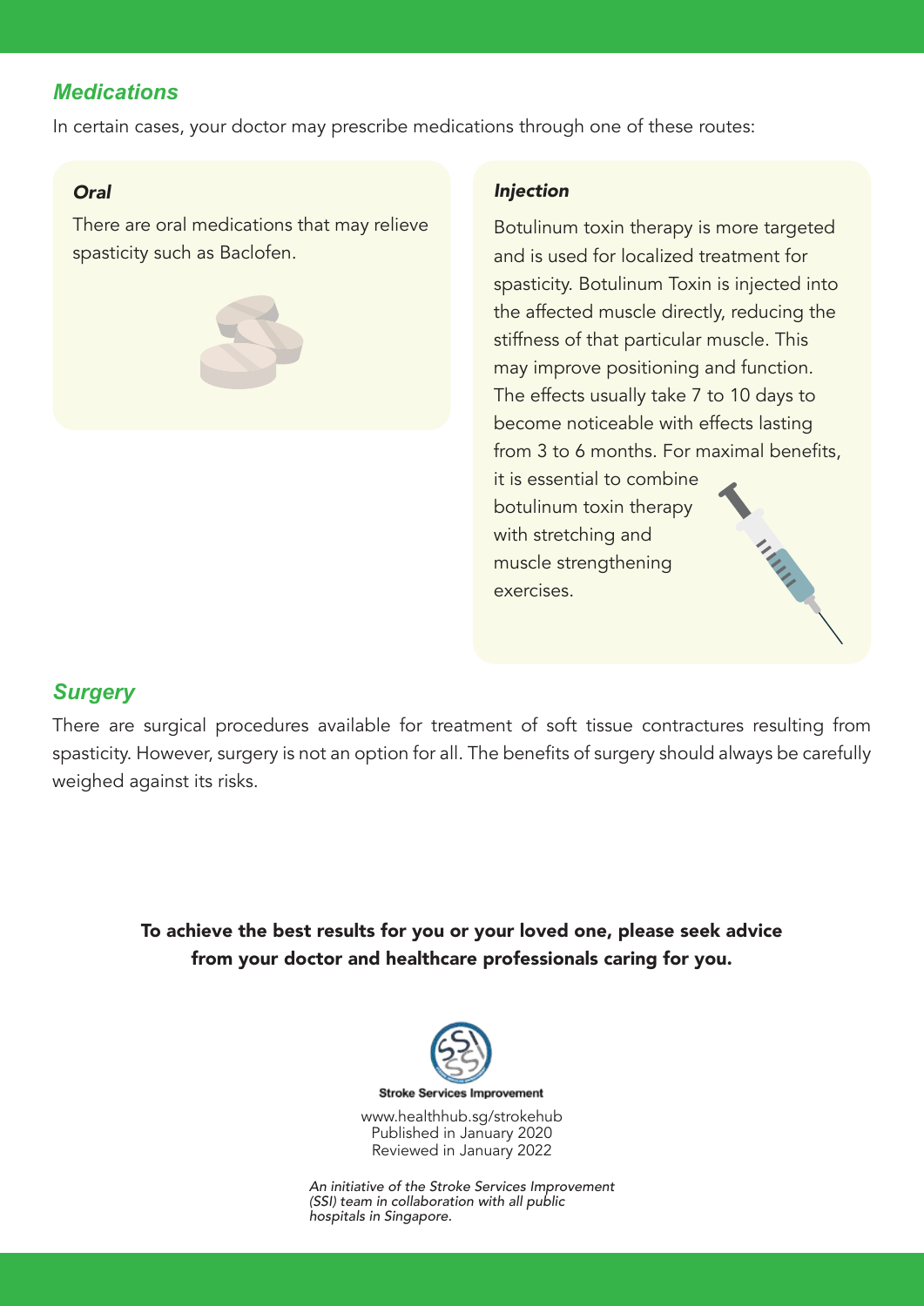## *Medications*

In certain cases, your doctor may prescribe medications through one of these routes:

### *Oral*

There are oral medications that may relieve spasticity such as Baclofen.

### *Injection*

Botulinum toxin therapy is more targeted and is used for localized treatment for spasticity. Botulinum Toxin is injected into the affected muscle directly, reducing the stiffness of that particular muscle. This may improve positioning and function. The effects usually take 7 to 10 days to become noticeable with effects lasting from 3 to 6 months. For maximal benefits, it is essential to combine botulinum toxin therapy with stretching and muscle strengthening exercises.

## *Surgery*

There are surgical procedures available for treatment of soft tissue contractures resulting from spasticity. However, surgery is not an option for all. The benefits of surgery should always be carefully weighed against its risks.

**To achieve the best results for you or your loved one, please seek advice from your doctor and healthcare professionals caring for you.**

**Stroke Services Improvement**

www.healthhub.sg/strokehub
Published in January 2020
Reviewed in January 2022

*An initiative of the Stroke Services Improvement (SSI) team in collaboration with all public hospitals in Singapore.*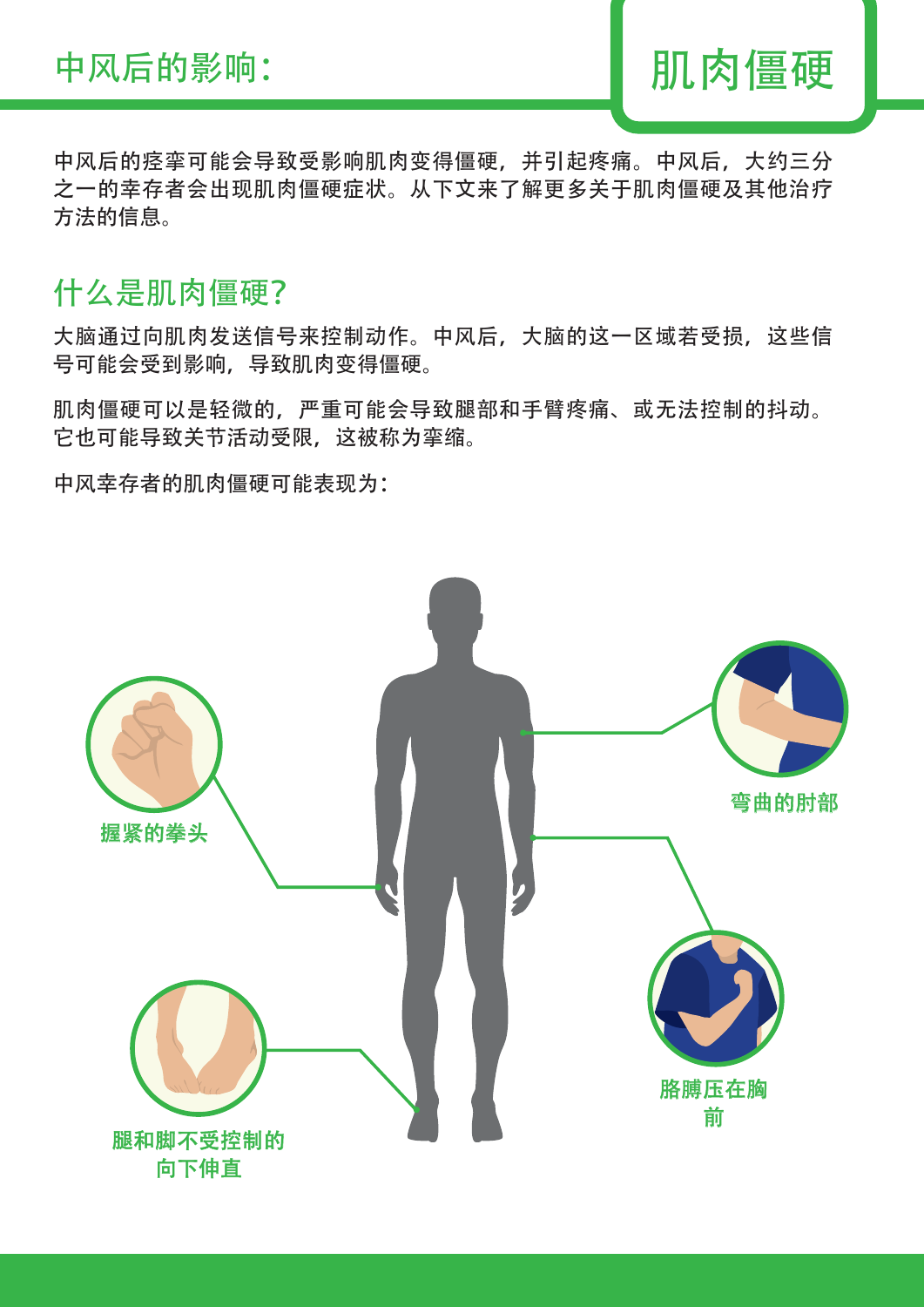中风后的影响：

# 肌肉僵硬

中风后的痉挛可能会导致受影响肌肉变得僵硬，并引起疼痛。中风后，大约三分之一的幸存者会出现肌肉僵硬症状。从下文来了解更多关于肌肉僵硬及其他治疗方法的信息。

## 什么是肌肉僵硬?

大脑通过向肌肉发送信号来控制动作。中风后，大脑的这一区域若受损，这些信号可能会受到影响，导致肌肉变得僵硬。

肌肉僵硬可以是轻微的，严重可能会导致腿部和手臂疼痛、或无法控制的抖动。它也可能导致关节活动受限，这被称为挛缩。

中风幸存者的肌肉僵硬可能表现为：

握紧的拳头

弯曲的肘部

胳膊压在胸前

腿和脚不受控制的向下伸直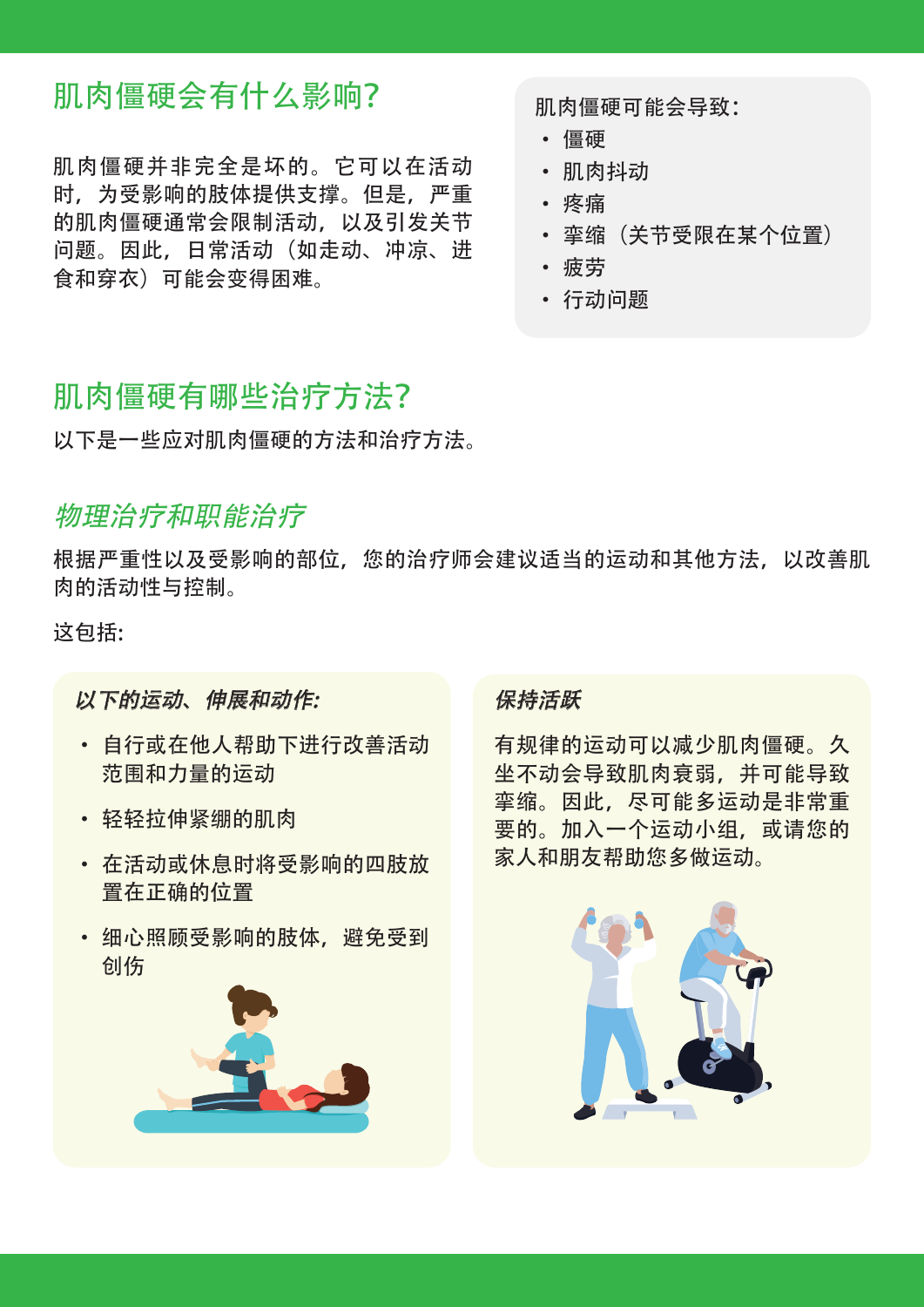## 肌肉僵硬会有什么影响?

肌肉僵硬并非完全是坏的。它可以在活动时，为受影响的肢体提供支撑。但是，严重的肌肉僵硬通常会限制活动，以及引发关节问题。因此，日常活动（如走动、冲凉、进食和穿衣）可能会变得困难。

肌肉僵硬可能会导致:

- 僵硬
- 肌肉抖动
- 疼痛
- 挛缩（关节受限在某个位置）
- 疲劳
- 行动问题

## 肌肉僵硬有哪些治疗方法?

以下是一些应对肌肉僵硬的方法和治疗方法。

### *物理治疗和职能治疗*

根据严重性以及受影响的部位，您的治疗师会建议适当的运动和其他方法，以改善肌肉的活动性与控制。

这包括:

***以下的运动、伸展和动作:***

- 自行或在他人帮助下进行改善活动范围和力量的运动
- 轻轻拉伸紧绷的肌肉
- 在活动或休息时将受影响的四肢放置在正确的位置
- 细心照顾受影响的肢体，避免受到创伤

***保持活跃***

有规律的运动可以减少肌肉僵硬。久坐不动会导致肌肉衰弱，并可能导致挛缩。因此，尽可能多运动是非常重要的。加入一个运动小组，或请您的家人和朋友帮助您多做运动。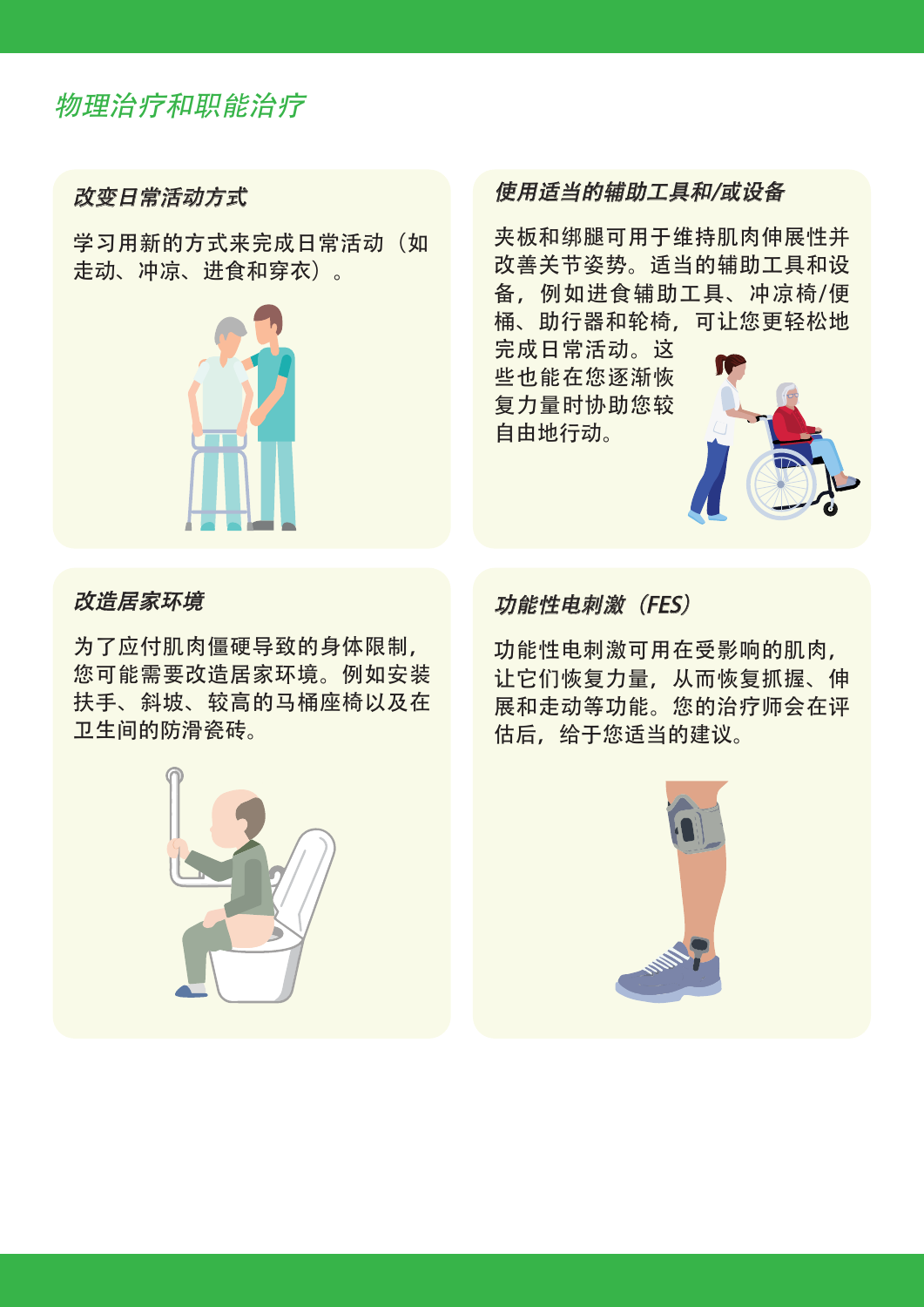## 物理治疗和职能治疗

### 改变日常活动方式

学习用新的方式来完成日常活动（如走动、冲凉、进食和穿衣）。

### 使用适当的辅助工具和/或设备

夹板和绑腿可用于维持肌肉伸展性并改善关节姿势。适当的辅助工具和设备，例如进食辅助工具、冲凉椅/便桶、助行器和轮椅，可让您更轻松地完成日常活动。这些也能在您逐渐恢复力量时协助您较自由地行动。

### 改造居家环境

为了应付肌肉僵硬导致的身体限制，您可能需要改造居家环境。例如安装扶手、斜坡、较高的马桶座椅以及在卫生间的防滑瓷砖。

### 功能性电刺激（FES）

功能性电刺激可用在受影响的肌肉，让它们恢复力量，从而恢复抓握、伸展和走动等功能。您的治疗师会在评估后，给于您适当的建议。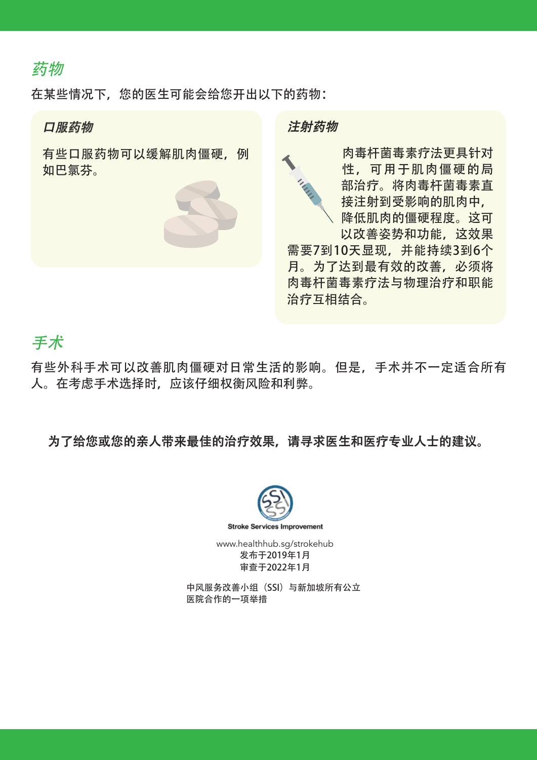## *药物*

在某些情况下，您的医生可能会给您开出以下的药物：

### *口服药物*

有些口服药物可以缓解肌肉僵硬，例如巴氯芬。

### *注射药物*

肉毒杆菌毒素疗法更具针对性，可用于肌肉僵硬的局部治疗。将肉毒杆菌毒素直接注射到受影响的肌肉中，降低肌肉的僵硬程度。这可以改善姿势和功能，这效果需要7到10天显现，并能持续3到6个月。为了达到最有效的改善，必须将肉毒杆菌毒素疗法与物理治疗和职能治疗互相结合。

## *手术*

有些外科手术可以改善肌肉僵硬对日常生活的影响。但是，手术并不一定适合所有人。在考虑手术选择时，应该仔细权衡风险和利弊。

**为了给您或您的亲人带来最佳的治疗效果，请寻求医生和医疗专业人士的建议。**

Stroke Services Improvement

www.healthhub.sg/strokehub
发布于2019年1月
审查于2022年1月

中风服务改善小组（SSI）与新加坡所有公立医院合作的一项举措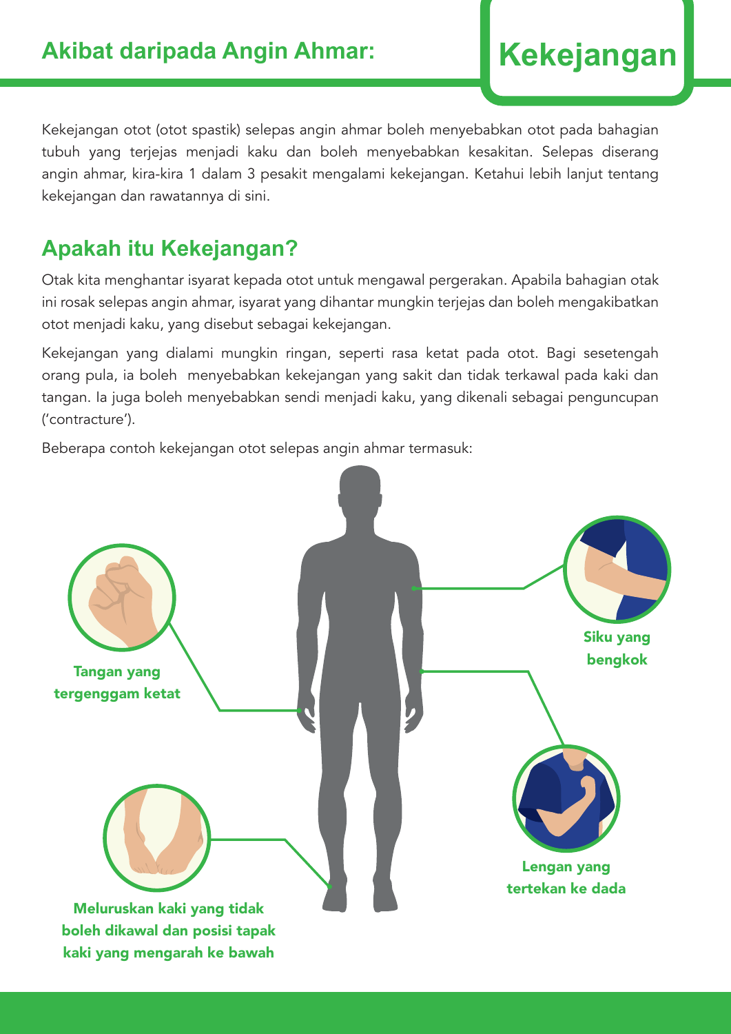## Akibat daripada Angin Ahmar: Kekejangan

Kekejangan otot (otot spastik) selepas angin ahmar boleh menyebabkan otot pada bahagian tubuh yang terjejas menjadi kaku dan boleh menyebabkan kesakitan. Selepas diserang angin ahmar, kira-kira 1 dalam 3 pesakit mengalami kekejangan. Ketahui lebih lanjut tentang kekejangan dan rawatannya di sini.

## Apakah itu Kekejangan?

Otak kita menghantar isyarat kepada otot untuk mengawal pergerakan. Apabila bahagian otak ini rosak selepas angin ahmar, isyarat yang dihantar mungkin terjejas dan boleh mengakibatkan otot menjadi kaku, yang disebut sebagai kekejangan.

Kekejangan yang dialami mungkin ringan, seperti rasa ketat pada otot. Bagi sesetengah orang pula, ia boleh menyebabkan kekejangan yang sakit dan tidak terkawal pada kaki dan tangan. Ia juga boleh menyebabkan sendi menjadi kaku, yang dikenali sebagai penguncupan ('contracture').

Beberapa contoh kekejangan otot selepas angin ahmar termasuk:

**Tangan yang tergenggam ketat**

**Siku yang bengkok**

**Lengan yang tertekan ke dada**

**Meluruskan kaki yang tidak boleh dikawal dan posisi tapak kaki yang mengarah ke bawah**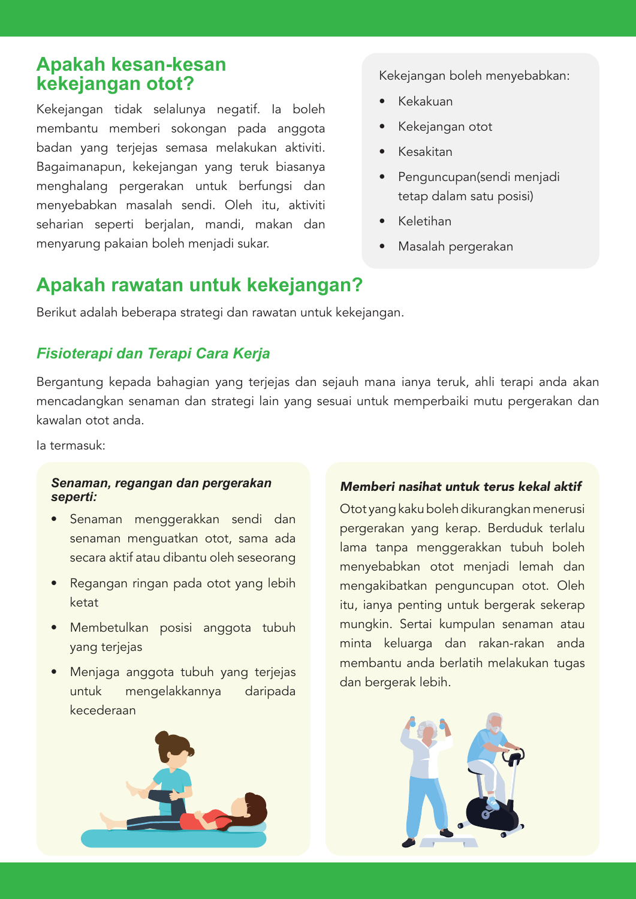## Apakah kesan-kesan kekejangan otot?

Kekejangan tidak selalunya negatif. Ia boleh membantu memberi sokongan pada anggota badan yang terjejas semasa melakukan aktiviti. Bagaimanapun, kekejangan yang teruk biasanya menghalang pergerakan untuk berfungsi dan menyebabkan masalah sendi. Oleh itu, aktiviti seharian seperti berjalan, mandi, makan dan menyarung pakaian boleh menjadi sukar.

Kekejangan boleh menyebabkan:

- Kekakuan
- Kekejangan otot
- Kesakitan
- Penguncupan(sendi menjadi tetap dalam satu posisi)
- Keletihan
- Masalah pergerakan

## Apakah rawatan untuk kekejangan?

Berikut adalah beberapa strategi dan rawatan untuk kekejangan.

### *Fisioterapi dan Terapi Cara Kerja*

Bergantung kepada bahagian yang terjejas dan sejauh mana ianya teruk, ahli terapi anda akan mencadangkan senaman dan strategi lain yang sesuai untuk memperbaiki mutu pergerakan dan kawalan otot anda.

Ia termasuk:

***Senaman, regangan dan pergerakan seperti:***

- Senaman menggerakkan sendi dan senaman menguatkan otot, sama ada secara aktif atau dibantu oleh seseorang
- Regangan ringan pada otot yang lebih ketat
- Membetulkan posisi anggota tubuh yang terjejas
- Menjaga anggota tubuh yang terjejas untuk mengelakkannya daripada kecederaan

***Memberi nasihat untuk terus kekal aktif***

Otot yang kaku boleh dikurangkan menerusi pergerakan yang kerap. Berduduk terlalu lama tanpa menggerakkan tubuh boleh menyebabkan otot menjadi lemah dan mengakibatkan penguncupan otot. Oleh itu, ianya penting untuk bergerak sekerap mungkin. Sertai kumpulan senaman atau minta keluarga dan rakan-rakan anda membantu anda berlatih melakukan tugas dan bergerak lebih.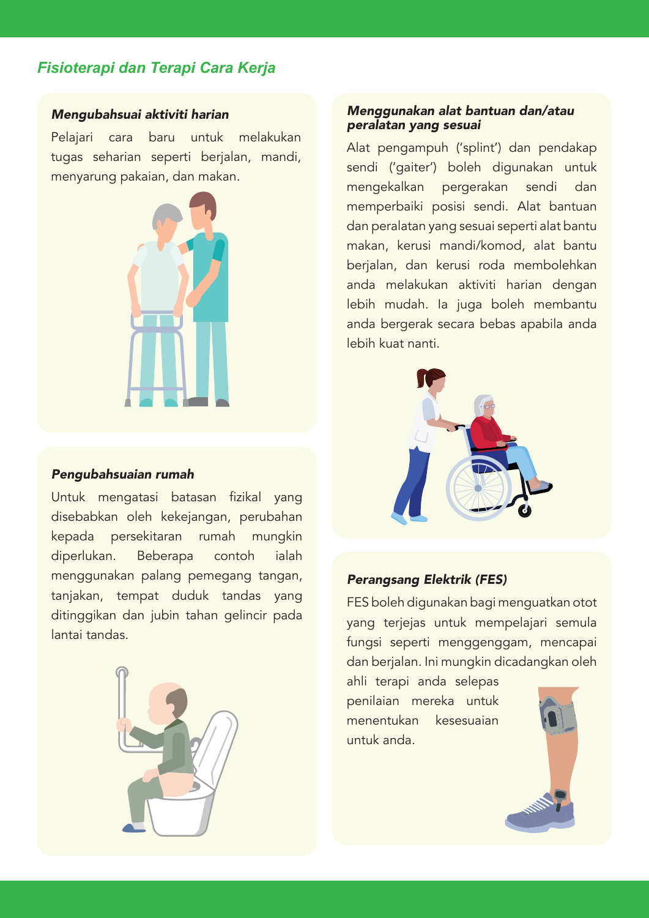## Fisioterapi dan Terapi Cara Kerja

### Mengubahsuai aktiviti harian

Pelajari cara baru untuk melakukan tugas seharian seperti berjalan, mandi, menyarung pakaian, dan makan.

### Pengubahsuaian rumah

Untuk mengatasi batasan fizikal yang disebabkan oleh kekejangan, perubahan kepada persekitaran rumah mungkin diperlukan. Beberapa contoh ialah menggunakan palang pemegang tangan, tanjakan, tempat duduk tandas yang ditinggikan dan jubin tahan gelincir pada lantai tandas.

### Menggunakan alat bantuan dan/atau peralatan yang sesuai

Alat pengampuh ('splint') dan pendakap sendi ('gaiter') boleh digunakan untuk mengekalkan pergerakan sendi dan memperbaiki posisi sendi. Alat bantuan dan peralatan yang sesuai seperti alat bantu makan, kerusi mandi/komod, alat bantu berjalan, dan kerusi roda membolehkan anda melakukan aktiviti harian dengan lebih mudah. Ia juga boleh membantu anda bergerak secara bebas apabila anda lebih kuat nanti.

### Perangsang Elektrik (FES)

FES boleh digunakan bagi menguatkan otot yang terjejas untuk mempelajari semula fungsi seperti menggenggam, mencapai dan berjalan. Ini mungkin dicadangkan oleh ahli terapi anda selepas penilaian mereka untuk menentukan kesesuaian untuk anda.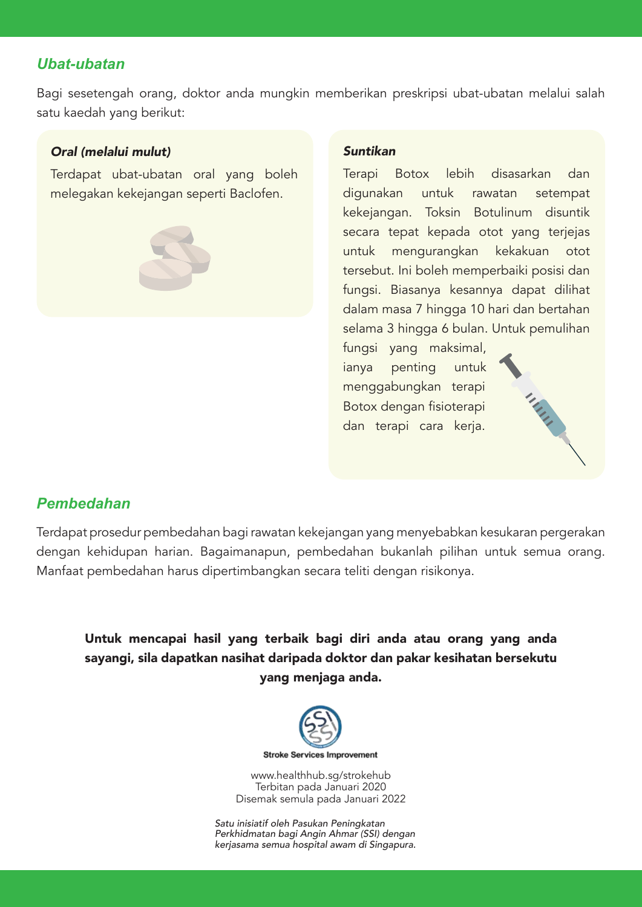## *Ubat-ubatan*

Bagi sesetengah orang, doktor anda mungkin memberikan preskripsi ubat-ubatan melalui salah satu kaedah yang berikut:

### *Oral (melalui mulut)*

Terdapat ubat-ubatan oral yang boleh melegakan kekejangan seperti Baclofen.

### *Suntikan*

Terapi Botox lebih disasarkan dan digunakan untuk rawatan setempat kekejangan. Toksin Botulinum disuntik secara tepat kepada otot yang terjejas untuk mengurangkan kekakuan otot tersebut. Ini boleh memperbaiki posisi dan fungsi. Biasanya kesannya dapat dilihat dalam masa 7 hingga 10 hari dan bertahan selama 3 hingga 6 bulan. Untuk pemulihan fungsi yang maksimal, ianya penting untuk menggabungkan terapi Botox dengan fisioterapi dan terapi cara kerja.

## *Pembedahan*

Terdapat prosedur pembedahan bagi rawatan kekejangan yang menyebabkan kesukaran pergerakan dengan kehidupan harian. Bagaimanapun, pembedahan bukanlah pilihan untuk semua orang. Manfaat pembedahan harus dipertimbangkan secara teliti dengan risikonya.

**Untuk mencapai hasil yang terbaik bagi diri anda atau orang yang anda sayangi, sila dapatkan nasihat daripada doktor dan pakar kesihatan bersekutu yang menjaga anda.**

Stroke Services Improvement

www.healthhub.sg/strokehub
Terbitan pada Januari 2020
Disemak semula pada Januari 2022

*Satu inisiatif oleh Pasukan Peningkatan Perkhidmatan bagi Angin Ahmar (SSI) dengan kerjasama semua hospital awam di Singapura.*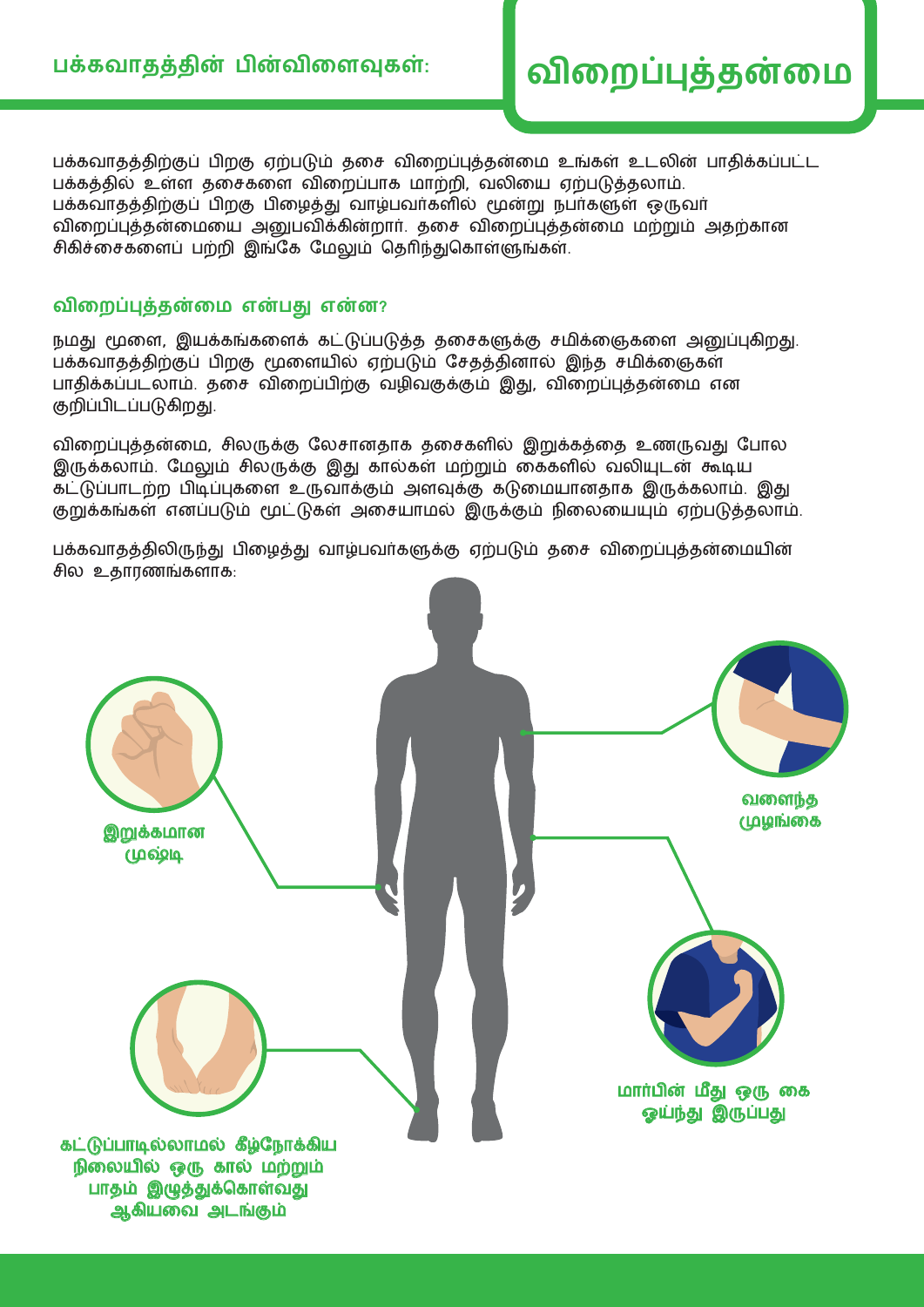பக்கவாதத்தின் பின்விளைவுகள்:

# விறைப்புத்தன்மை

பக்கவாதத்திற்குப் பிறகு ஏற்படும் தசை விறைப்புத்தன்மை உங்கள் உடலின் பாதிக்கப்பட்ட பக்கத்தில் உள்ள தசைகளை விறைப்பாக மாற்றி, வலியை ஏற்படுத்தலாம். பக்கவாதத்திற்குப் பிறகு பிழைத்து வாழ்பவர்களில் மூன்று நபர்களுள் ஒருவர் விறைப்புத்தன்மையை அனுபவிக்கின்றார். தசை விறைப்புத்தன்மை மற்றும் அதற்கான சிகிச்சைகளைப் பற்றி இங்கே மேலும் தெரிந்துகொள்ளுங்கள்.

## விறைப்புத்தன்மை என்பது என்ன?

நமது மூளை, இயக்கங்களைக் கட்டுப்படுத்த தசைகளுக்கு சமிக்ஞைகளை அனுப்புகிறது. பக்கவாதத்திற்குப் பிறகு மூளையில் ஏற்படும் சேதத்தினால் இந்த சமிக்ஞைகள் பாதிக்கப்படலாம். தசை விறைப்பிற்கு வழிவகுக்கும் இது, விறைப்புத்தன்மை என குறிப்பிடப்படுகிறது.

விறைப்புத்தன்மை, சிலருக்கு லேசானதாக தசைகளில் இறுக்கத்தை உணருவது போல இருக்கலாம். மேலும் சிலருக்கு இது கால்கள் மற்றும் கைகளில் வலியுடன் கூடிய கட்டுப்பாடற்ற பிடிப்புகளை உருவாக்கும் அளவுக்கு கடுமையானதாக இருக்கலாம். இது குறுக்கங்கள் எனப்படும் மூட்டுகள் அசையாமல் இருக்கும் நிலையையும் ஏற்படுத்தலாம்.

பக்கவாதத்திலிருந்து பிழைத்து வாழ்பவர்களுக்கு ஏற்படும் தசை விறைப்புத்தன்மையின் சில உதாரணங்களாக:

- இறுக்கமான முஷ்டி
- வளைந்த முழங்கை
- மார்பின் மீது ஒரு கை ஓய்ந்து இருப்பது
- கட்டுப்பாடில்லாமல் கீழ்நோக்கிய நிலையில் ஒரு கால் மற்றும் பாதம் இழுத்துக்கொள்வது ஆகியவை அடங்கும்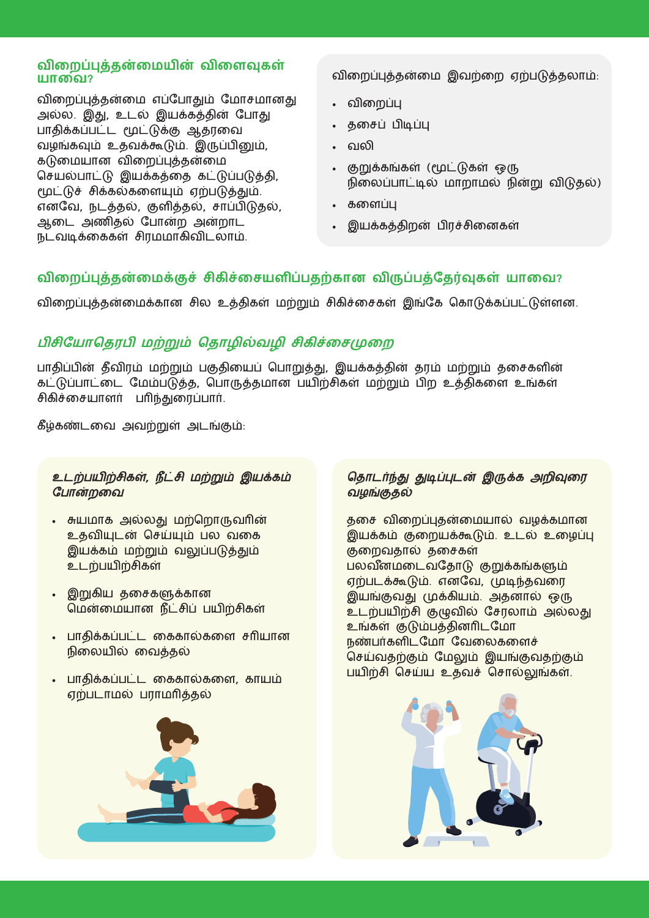## விறைப்புத்தன்மையின் விளைவுகள் யாவை?

விறைப்புத்தன்மை எப்போதும் மோசமானது அல்ல. இது, உடல் இயக்கத்தின் போது பாதிக்கப்பட்ட மூட்டுக்கு ஆதரவை வழங்கவும் உதவக்கூடும். இருப்பினும், கடுமையான விறைப்புத்தன்மை செயல்பாட்டு இயக்கத்தை கட்டுப்படுத்தி, மூட்டுச் சிக்கல்களையும் ஏற்படுத்தும். எனவே, நடத்தல், குளித்தல், சாப்பிடுதல், ஆடை அணிதல் போன்ற அன்றாட நடவடிக்கைகள் சிரமமாகிவிடலாம்.

விறைப்புத்தன்மை இவற்றை ஏற்படுத்தலாம்:

- விறைப்பு
- தசைப் பிடிப்பு
- வலி
- குறுக்கங்கள் (மூட்டுகள் ஒரு நிலைப்பாட்டில் மாறாமல் நின்று விடுதல்)
- களைப்பு
- இயக்கத்திறன் பிரச்சினைகள்

## விறைப்புத்தன்மைக்குச் சிகிச்சையளிப்பதற்கான விருப்பத்தேர்வுகள் யாவை?

விறைப்புத்தன்மைக்கான சில உத்திகள் மற்றும் சிகிச்சைகள் இங்கே கொடுக்கப்பட்டுள்ளன.

### *பிசியோதெரபி மற்றும் தொழில்வழி சிகிச்சைமுறை*

பாதிப்பின் தீவிரம் மற்றும் பகுதியைப் பொறுத்து, இயக்கத்தின் தரம் மற்றும் தசைகளின் கட்டுப்பாட்டை மேம்படுத்த, பொருத்தமான பயிற்சிகள் மற்றும் பிற உத்திகளை உங்கள் சிகிச்சையாளர் பரிந்துரைப்பார்.

கீழ்கண்டவை அவற்றுள் அடங்கும்:

#### *உடற்பயிற்சிகள், நீட்சி மற்றும் இயக்கம் போன்றவை*

- சுயமாக அல்லது மற்றொருவரின் உதவியுடன் செய்யும் பல வகை இயக்கம் மற்றும் வலுப்படுத்தும் உடற்பயிற்சிகள்
- இறுகிய தசைகளுக்கான மென்மையான நீட்சிப் பயிற்சிகள்
- பாதிக்கப்பட்ட கைகால்களை சரியான நிலையில் வைத்தல்
- பாதிக்கப்பட்ட கைகால்களை, காயம் ஏற்படாமல் பராமரித்தல்

#### *தொடர்ந்து துடிப்புடன் இருக்க அறிவுரை வழங்குதல்*

தசை விறைப்புதன்மையால் வழக்கமான இயக்கம் குறையக்கூடும். உடல் உழைப்பு குறைவதால் தசைகள் பலவீனமடைவதோடு குறுக்கங்களும் ஏற்படக்கூடும். எனவே, முடிந்தவரை இயங்குவது முக்கியம். அதனால் ஒரு உடற்பயிற்சி குழுவில் சேரலாம் அல்லது உங்கள் குடும்பத்தினரிடமோ நண்பர்களிடமோ வேலைகளைச் செய்வதற்கும் மேலும் இயங்குவதற்கும் பயிற்சி செய்ய உதவச் சொல்லுங்கள்.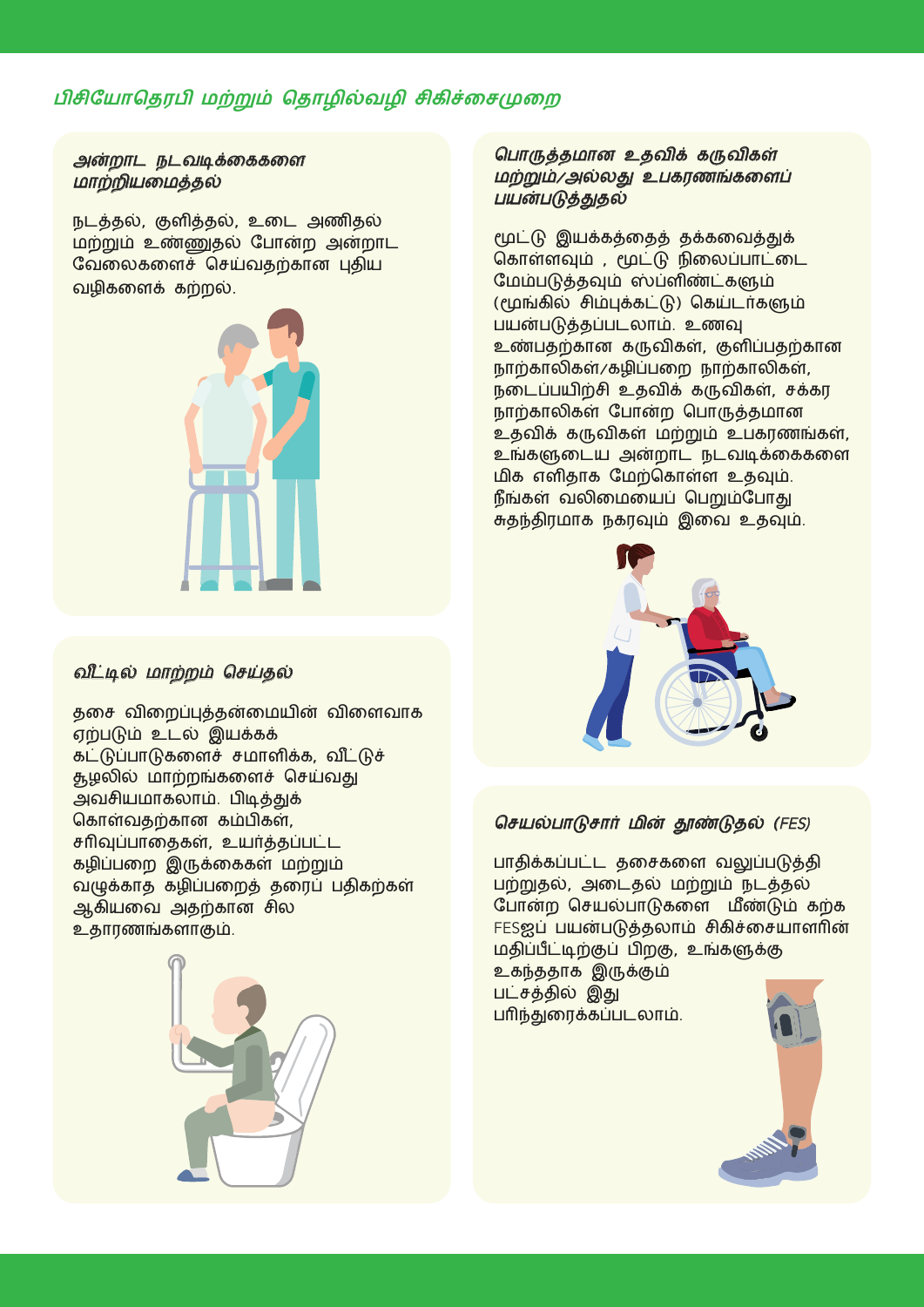## பிசியோதெரபி மற்றும் தொழில்வழி சிகிச்சைமுறை

### அன்றாட நடவடிக்கைகளை மாற்றியமைத்தல்

நடத்தல், குளித்தல், உடை அணிதல் மற்றும் உண்ணுதல் போன்ற அன்றாட வேலைகளைச் செய்வதற்கான புதிய வழிகளைக் கற்றல்.

### வீட்டில் மாற்றம் செய்தல்

தசை விறைப்புத்தன்மையின் விளைவாக ஏற்படும் உடல் இயக்கக் கட்டுப்பாடுகளைச் சமாளிக்க, வீட்டுச் சூழலில் மாற்றங்களைச் செய்வது அவசியமாகலாம். பிடித்துக் கொள்வதற்கான கம்பிகள், சரிவுப்பாதைகள், உயர்த்தப்பட்ட கழிப்பறை இருக்கைகள் மற்றும் வழுக்காத கழிப்பறைத் தரைப் பதிகற்கள் ஆகியவை அதற்கான சில உதாரணங்களாகும்.

### பொருத்தமான உதவிக் கருவிகள் மற்றும்/அல்லது உபகரணங்களைப் பயன்படுத்துதல்

மூட்டு இயக்கத்தைத் தக்கவைத்துக் கொள்ளவும் , மூட்டு நிலைப்பாட்டை மேம்படுத்தவும் ஸ்ப்ளிண்ட்களும் (மூங்கில் சிம்புக்கட்டு) கெய்டர்களும் பயன்படுத்தப்படலாம். உணவு உண்பதற்கான கருவிகள், குளிப்பதற்கான நாற்காலிகள்/கழிப்பறை நாற்காலிகள், நடைப்பயிற்சி உதவிக் கருவிகள், சக்கர நாற்காலிகள் போன்ற பொருத்தமான உதவிக் கருவிகள் மற்றும் உபகரணங்கள், உங்களுடைய அன்றாட நடவடிக்கைகளை மிக எளிதாக மேற்கொள்ள உதவும். நீங்கள் வலிமையைப் பெறும்போது சுதந்திரமாக நகரவும் இவை உதவும்.

### செயல்பாடுசார் மின் தூண்டுதல் (FES)

பாதிக்கப்பட்ட தசைகளை வலுப்படுத்தி பற்றுதல், அடைதல் மற்றும் நடத்தல் போன்ற செயல்பாடுகளை மீண்டும் கற்க FESஐப் பயன்படுத்தலாம் சிகிச்சையாளரின் மதிப்பீட்டிற்குப் பிறகு, உங்களுக்கு உகந்ததாக இருக்கும் பட்சத்தில் இது பரிந்துரைக்கப்படலாம்.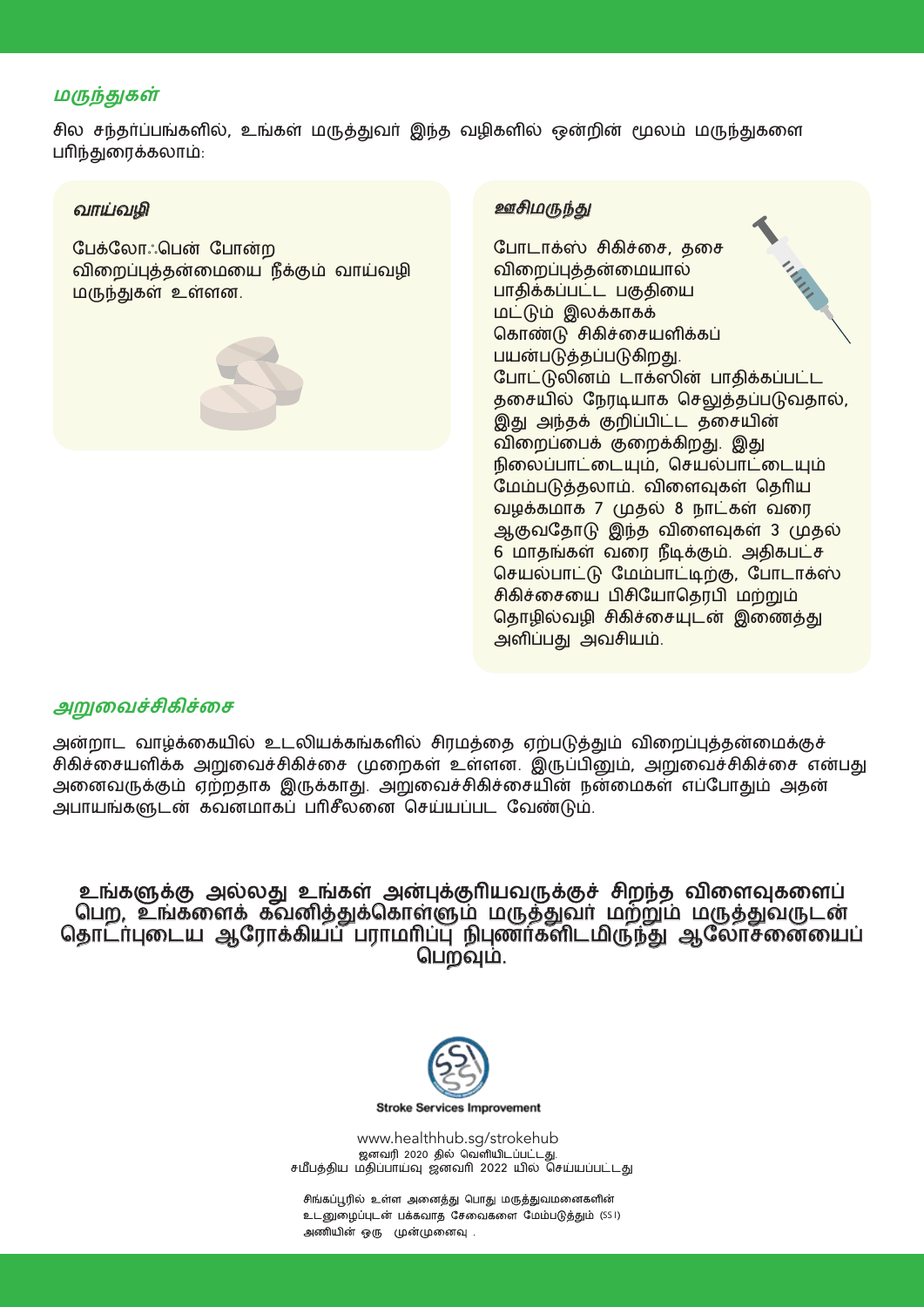## மருந்துகள்

சில சந்தர்ப்பங்களில், உங்கள் மருத்துவர் இந்த வழிகளில் ஒன்றின் மூலம் மருந்துகளை பரிந்துரைக்கலாம்:

### வாய்வழி

பேக்லோ.ஃபென் போன்ற விறைப்புத்தன்மையை நீக்கும் வாய்வழி மருந்துகள் உள்ளன.

### ஊசிமருந்து

போடாக்ஸ் சிகிச்சை, தசை விறைப்புத்தன்மையால் பாதிக்கப்பட்ட பகுதியை மட்டும் இலக்காகக் கொண்டு சிகிச்சையளிக்கப் பயன்படுத்தப்படுகிறது. போட்டுலினம் டாக்ஸின் பாதிக்கப்பட்ட தசையில் நேரடியாக செலுத்தப்படுவதால், இது அந்தக் குறிப்பிட்ட தசையின் விறைப்பைக் குறைக்கிறது. இது நிலைப்பாட்டையும், செயல்பாட்டையும் மேம்படுத்தலாம். விளைவுகள் தெரிய வழக்கமாக 7 முதல் 8 நாட்கள் வரை ஆகுவதோடு இந்த விளைவுகள் 3 முதல் 6 மாதங்கள் வரை நீடிக்கும். அதிகபட்ச செயல்பாட்டு மேம்பாட்டிற்கு, போடாக்ஸ் சிகிச்சையை பிசியோதெரபி மற்றும் தொழில்வழி சிகிச்சையுடன் இணைத்து அளிப்பது அவசியம்.

## அறுவைச்சிகிச்சை

அன்றாட வாழ்க்கையில் உடலியக்கங்களில் சிரமத்தை ஏற்படுத்தும் விறைப்புத்தன்மைக்குச் சிகிச்சையளிக்க அறுவைச்சிகிச்சை முறைகள் உள்ளன. இருப்பினும், அறுவைச்சிகிச்சை என்பது அனைவருக்கும் ஏற்றதாக இருக்காது. அறுவைச்சிகிச்சையின் நன்மைகள் எப்போதும் அதன் அபாயங்களுடன் கவனமாகப் பரிசீலனை செய்யப்பட வேண்டும்.

**உங்களுக்கு அல்லது உங்கள் அன்புக்குரியவருக்குச் சிறந்த விளைவுகளைப் பெற, உங்களைக் கவனித்துக்கொள்ளும் மருத்துவர் மற்றும் மருத்துவருடன் தொடர்புடைய ஆரோக்கியப் பராமரிப்பு நிபுணர்களிடமிருந்து ஆலோசனையைப் பெறவும்.**

Stroke Services Improvement

www.healthhub.sg/strokehub

ஜனவரி 2020 தில் வெளியிடப்பட்டது.

சமீபத்திய மதிப்பாய்வு ஜனவரி 2022 யில் செய்யப்பட்டது

சிங்கப்பூரில் உள்ள அனைத்து பொது மருத்துவமனைகளின் உடனுழைப்புடன் பக்கவாத சேவைகளை மேம்படுத்தும் (SSI) அணியின் ஒரு முன்முனைவு .